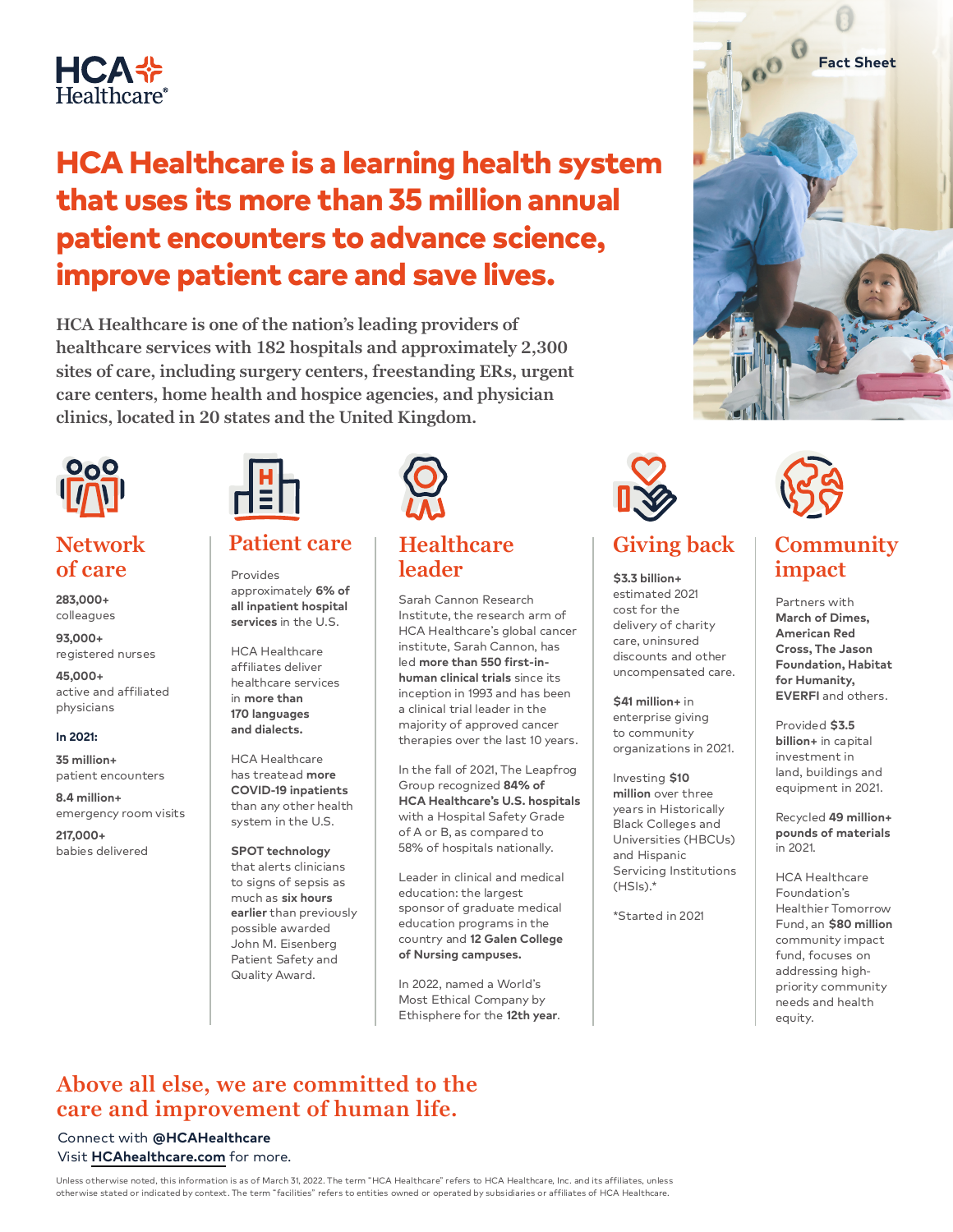HCA Healthcare

Fact Sheet

# HCA Healthcare is a learning health system that uses its more than 35 million annual patient encounters to advance science, improve patient care and save lives.

HCA Healthcare is one of the nation's leading providers of healthcare services with 182 hospitals and approximately 2,300 sites of care, including surgery centers, freestanding ERs, urgent care centers, home health and hospice agencies, and physician clinics, located in 20 states and the United Kingdom.

## Network of care

**283,000+**
colleagues

**93,000+**
registered nurses

**45,000+**
active and affiliated physicians

**In 2021:**

**35 million+**
patient encounters

**8.4 million+**
emergency room visits

**217,000+**
babies delivered

## Patient care

Provides approximately **6% of all inpatient hospital services** in the U.S.

HCA Healthcare affiliates deliver healthcare services in **more than 170 languages and dialects.**

HCA Healthcare has treatead **more COVID-19 inpatients** than any other health system in the U.S.

**SPOT technology** that alerts clinicians to signs of sepsis as much as **six hours earlier** than previously possible awarded John M. Eisenberg Patient Safety and Quality Award.

## Healthcare leader

Sarah Cannon Research Institute, the research arm of HCA Healthcare's global cancer institute, Sarah Cannon, has led **more than 550 first-in-human clinical trials** since its inception in 1993 and has been a clinical trial leader in the majority of approved cancer therapies over the last 10 years.

In the fall of 2021, The Leapfrog Group recognized **84% of HCA Healthcare's U.S. hospitals** with a Hospital Safety Grade of A or B, as compared to 58% of hospitals nationally.

Leader in clinical and medical education: the largest sponsor of graduate medical education programs in the country and **12 Galen College of Nursing campuses.**

In 2022, named a World's Most Ethical Company by Ethisphere for the **12th year**.

## Giving back

**$3.3 billion+** estimated 2021 cost for the delivery of charity care, uninsured discounts and other uncompensated care.

**$41 million+** in enterprise giving to community organizations in 2021.

Investing **$10 million** over three years in Historically Black Colleges and Universities (HBCUs) and Hispanic Servicing Institutions (HSIs).*

*Started in 2021

## Community impact

Partners with **March of Dimes, American Red Cross, The Jason Foundation, Habitat for Humanity, EVERFI** and others.

Provided **$3.5 billion+** in capital investment in land, buildings and equipment in 2021.

Recycled **49 million+ pounds of materials** in 2021.

HCA Healthcare Foundation's Healthier Tomorrow Fund, an **$80 million** community impact fund, focuses on addressing high-priority community needs and health equity.

## Above all else, we are committed to the care and improvement of human life.

Connect with **@HCAHealthcare**
Visit **HCAhealthcare.com** for more.

Unless otherwise noted, this information is as of March 31, 2022. The term "HCA Healthcare" refers to HCA Healthcare, Inc. and its affiliates, unless otherwise stated or indicated by context. The term "facilities" refers to entities owned or operated by subsidiaries or affiliates of HCA Healthcare.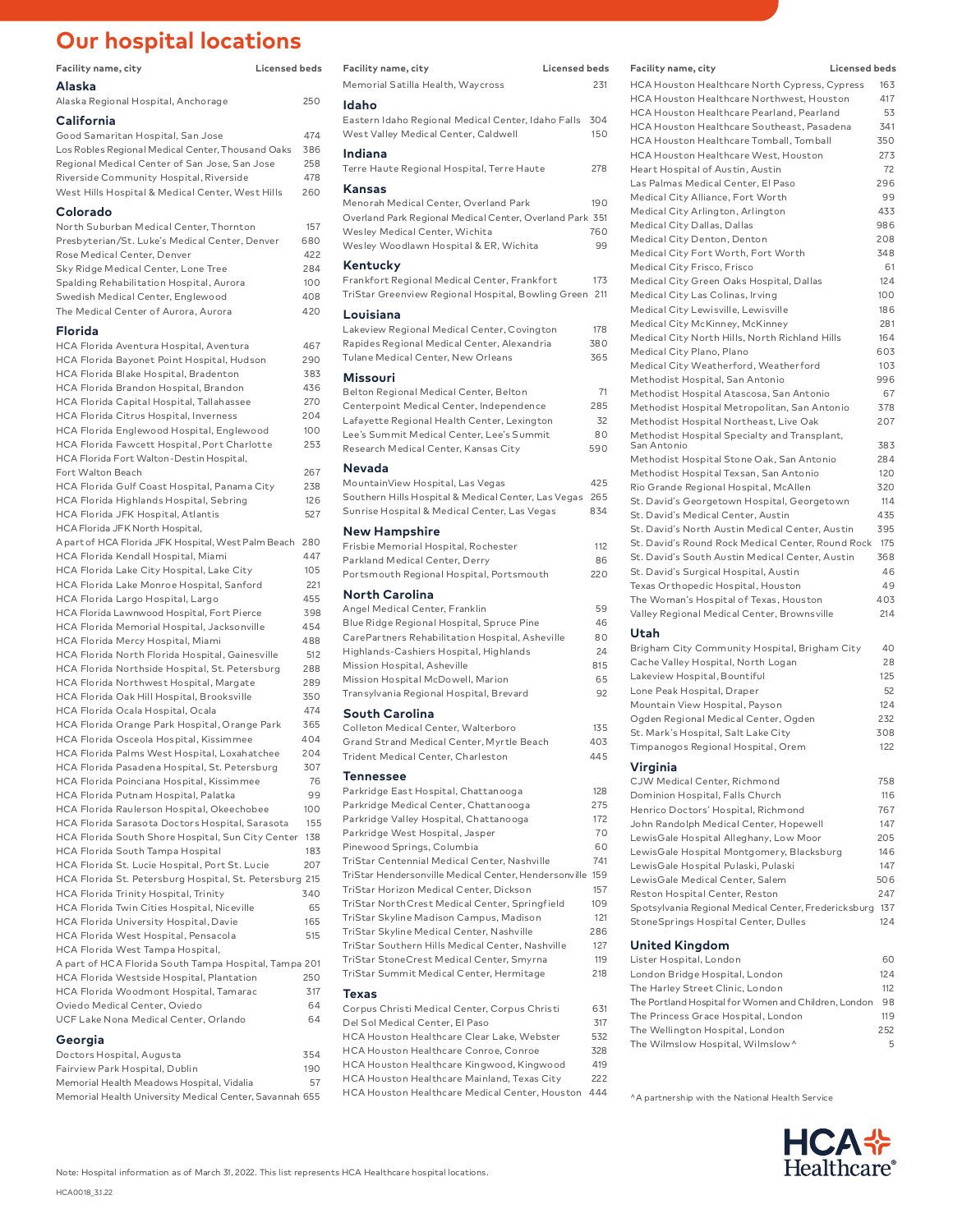# Our hospital locations

## Alaska

| Facility name, city | Licensed beds |
|---|---|
| Alaska Regional Hospital, Anchorage | 250 |

## California

| Facility name, city | Licensed beds |
|---|---|
| Good Samaritan Hospital, San Jose | 474 |
| Los Robles Regional Medical Center, Thousand Oaks | 386 |
| Regional Medical Center of San Jose, San Jose | 258 |
| Riverside Community Hospital, Riverside | 478 |
| West Hills Hospital & Medical Center, West Hills | 260 |

## Colorado

| Facility name, city | Licensed beds |
|---|---|
| North Suburban Medical Center, Thornton | 157 |
| Presbyterian/St. Luke's Medical Center, Denver | 680 |
| Rose Medical Center, Denver | 422 |
| Sky Ridge Medical Center, Lone Tree | 284 |
| Spalding Rehabilitation Hospital, Aurora | 100 |
| Swedish Medical Center, Englewood | 408 |
| The Medical Center of Aurora, Aurora | 420 |

## Florida

| Facility name, city | Licensed beds |
|---|---|
| HCA Florida Aventura Hospital, Aventura | 467 |
| HCA Florida Bayonet Point Hospital, Hudson | 290 |
| HCA Florida Blake Hospital, Bradenton | 383 |
| HCA Florida Brandon Hospital, Brandon | 436 |
| HCA Florida Capital Hospital, Tallahassee | 270 |
| HCA Florida Citrus Hospital, Inverness | 204 |
| HCA Florida Englewood Hospital, Englewood | 100 |
| HCA Florida Fawcett Hospital, Port Charlotte | 253 |
| HCA Florida Fort Walton-Destin Hospital, Fort Walton Beach | 267 |
| HCA Florida Gulf Coast Hospital, Panama City | 238 |
| HCA Florida Highlands Hospital, Sebring | 126 |
| HCA Florida JFK Hospital, Atlantis | 527 |
| HCA Florida JFK North Hospital, A part of HCA Florida JFK Hospital, West Palm Beach | 280 |
| HCA Florida Kendall Hospital, Miami | 447 |
| HCA Florida Lake City Hospital, Lake City | 105 |
| HCA Florida Lake Monroe Hospital, Sanford | 221 |
| HCA Florida Largo Hospital, Largo | 455 |
| HCA Florida Lawnwood Hospital, Fort Pierce | 398 |
| HCA Florida Memorial Hospital, Jacksonville | 454 |
| HCA Florida Mercy Hospital, Miami | 488 |
| HCA Florida North Florida Hospital, Gainesville | 512 |
| HCA Florida Northside Hospital, St. Petersburg | 288 |
| HCA Florida Northwest Hospital, Margate | 289 |
| HCA Florida Oak Hill Hospital, Brooksville | 350 |
| HCA Florida Ocala Hospital, Ocala | 474 |
| HCA Florida Orange Park Hospital, Orange Park | 365 |
| HCA Florida Osceola Hospital, Kissimmee | 404 |
| HCA Florida Palms West Hospital, Loxahatchee | 204 |
| HCA Florida Pasadena Hospital, St. Petersburg | 307 |
| HCA Florida Poinciana Hospital, Kissimmee | 76 |
| HCA Florida Putnam Hospital, Palatka | 99 |
| HCA Florida Raulerson Hospital, Okeechobee | 100 |
| HCA Florida Sarasota Doctors Hospital, Sarasota | 155 |
| HCA Florida South Shore Hospital, Sun City Center | 138 |
| HCA Florida South Tampa Hospital | 183 |
| HCA Florida St. Lucie Hospital, Port St. Lucie | 207 |
| HCA Florida St. Petersburg Hospital, St. Petersburg | 215 |
| HCA Florida Trinity Hospital, Trinity | 340 |
| HCA Florida Twin Cities Hospital, Niceville | 65 |
| HCA Florida University Hospital, Davie | 165 |
| HCA Florida West Hospital, Pensacola | 515 |
| HCA Florida West Tampa Hospital, A part of HCA Florida South Tampa Hospital, Tampa | 201 |
| HCA Florida Westside Hospital, Plantation | 250 |
| HCA Florida Woodmont Hospital, Tamarac | 317 |
| Oviedo Medical Center, Oviedo | 64 |
| UCF Lake Nona Medical Center, Orlando | 64 |

## Georgia

| Facility name, city | Licensed beds |
|---|---|
| Doctors Hospital, Augusta | 354 |
| Fairview Park Hospital, Dublin | 190 |
| Memorial Health Meadows Hospital, Vidalia | 57 |
| Memorial Health University Medical Center, Savannah | 655 |
| Memorial Satilla Health, Waycross | 231 |

## Idaho

| Facility name, city | Licensed beds |
|---|---|
| Eastern Idaho Regional Medical Center, Idaho Falls | 304 |
| West Valley Medical Center, Caldwell | 150 |

## Indiana

| Facility name, city | Licensed beds |
|---|---|
| Terre Haute Regional Hospital, Terre Haute | 278 |

## Kansas

| Facility name, city | Licensed beds |
|---|---|
| Menorah Medical Center, Overland Park | 190 |
| Overland Park Regional Medical Center, Overland Park | 351 |
| Wesley Medical Center, Wichita | 760 |
| Wesley Woodlawn Hospital & ER, Wichita | 99 |

## Kentucky

| Facility name, city | Licensed beds |
|---|---|
| Frankfort Regional Medical Center, Frankfort | 173 |
| TriStar Greenview Regional Hospital, Bowling Green | 211 |

## Louisiana

| Facility name, city | Licensed beds |
|---|---|
| Lakeview Regional Medical Center, Covington | 178 |
| Rapides Regional Medical Center, Alexandria | 380 |
| Tulane Medical Center, New Orleans | 365 |

## Missouri

| Facility name, city | Licensed beds |
|---|---|
| Belton Regional Medical Center, Belton | 71 |
| Centerpoint Medical Center, Independence | 285 |
| Lafayette Regional Health Center, Lexington | 32 |
| Lee's Summit Medical Center, Lee's Summit | 80 |
| Research Medical Center, Kansas City | 590 |

## Nevada

| Facility name, city | Licensed beds |
|---|---|
| MountainView Hospital, Las Vegas | 425 |
| Southern Hills Hospital & Medical Center, Las Vegas | 265 |
| Sunrise Hospital & Medical Center, Las Vegas | 834 |

## New Hampshire

| Facility name, city | Licensed beds |
|---|---|
| Frisbie Memorial Hospital, Rochester | 112 |
| Parkland Medical Center, Derry | 86 |
| Portsmouth Regional Hospital, Portsmouth | 220 |

## North Carolina

| Facility name, city | Licensed beds |
|---|---|
| Angel Medical Center, Franklin | 59 |
| Blue Ridge Regional Hospital, Spruce Pine | 46 |
| CarePartners Rehabilitation Hospital, Asheville | 80 |
| Highlands-Cashiers Hospital, Highlands | 24 |
| Mission Hospital, Asheville | 815 |
| Mission Hospital McDowell, Marion | 65 |
| Transylvania Regional Hospital, Brevard | 92 |

## South Carolina

| Facility name, city | Licensed beds |
|---|---|
| Colleton Medical Center, Walterboro | 135 |
| Grand Strand Medical Center, Myrtle Beach | 403 |
| Trident Medical Center, Charleston | 445 |

## Tennessee

| Facility name, city | Licensed beds |
|---|---|
| Parkridge East Hospital, Chattanooga | 128 |
| Parkridge Medical Center, Chattanooga | 275 |
| Parkridge Valley Hospital, Chattanooga | 172 |
| Parkridge West Hospital, Jasper | 70 |
| Pinewood Springs, Columbia | 60 |
| TriStar Centennial Medical Center, Nashville | 741 |
| TriStar Hendersonville Medical Center, Hendersonville | 159 |
| TriStar Horizon Medical Center, Dickson | 157 |
| TriStar NorthCrest Medical Center, Springfield | 109 |
| TriStar Skyline Madison Campus, Madison | 121 |
| TriStar Skyline Medical Center, Nashville | 286 |
| TriStar Southern Hills Medical Center, Nashville | 127 |
| TriStar StoneCrest Medical Center, Smyrna | 119 |
| TriStar Summit Medical Center, Hermitage | 218 |

## Texas

| Facility name, city | Licensed beds |
|---|---|
| Corpus Christi Medical Center, Corpus Christi | 631 |
| Del Sol Medical Center, El Paso | 317 |
| HCA Houston Healthcare Clear Lake, Webster | 532 |
| HCA Houston Healthcare Conroe, Conroe | 328 |
| HCA Houston Healthcare Kingwood, Kingwood | 419 |
| HCA Houston Healthcare Mainland, Texas City | 222 |
| HCA Houston Healthcare Medical Center, Houston | 444 |
| HCA Houston Healthcare North Cypress, Cypress | 163 |
| HCA Houston Healthcare Northwest, Houston | 417 |
| HCA Houston Healthcare Pearland, Pearland | 53 |
| HCA Houston Healthcare Southeast, Pasadena | 341 |
| HCA Houston Healthcare Tomball, Tomball | 350 |
| HCA Houston Healthcare West, Houston | 273 |
| Heart Hospital of Austin, Austin | 72 |
| Las Palmas Medical Center, El Paso | 296 |
| Medical City Alliance, Fort Worth | 99 |
| Medical City Arlington, Arlington | 433 |
| Medical City Dallas, Dallas | 986 |
| Medical City Denton, Denton | 208 |
| Medical City Fort Worth, Fort Worth | 348 |
| Medical City Frisco, Frisco | 61 |
| Medical City Green Oaks Hospital, Dallas | 124 |
| Medical City Las Colinas, Irving | 100 |
| Medical City Lewisville, Lewisville | 186 |
| Medical City McKinney, McKinney | 281 |
| Medical City North Hills, North Richland Hills | 164 |
| Medical City Plano, Plano | 603 |
| Medical City Weatherford, Weatherford | 103 |
| Methodist Hospital, San Antonio | 996 |
| Methodist Hospital Atascosa, San Antonio | 67 |
| Methodist Hospital Metropolitan, San Antonio | 378 |
| Methodist Hospital Northeast, Live Oak | 207 |
| Methodist Hospital Specialty and Transplant, San Antonio | 383 |
| Methodist Hospital Stone Oak, San Antonio | 284 |
| Methodist Hospital Texsan, San Antonio | 120 |
| Rio Grande Regional Hospital, McAllen | 320 |
| St. David's Georgetown Hospital, Georgetown | 114 |
| St. David's Medical Center, Austin | 435 |
| St. David's North Austin Medical Center, Austin | 395 |
| St. David's Round Rock Medical Center, Round Rock | 175 |
| St. David's South Austin Medical Center, Austin | 368 |
| St. David's Surgical Hospital, Austin | 46 |
| Texas Orthopedic Hospital, Houston | 49 |
| The Woman's Hospital of Texas, Houston | 403 |
| Valley Regional Medical Center, Brownsville | 214 |

## Utah

| Facility name, city | Licensed beds |
|---|---|
| Brigham City Community Hospital, Brigham City | 40 |
| Cache Valley Hospital, North Logan | 28 |
| Lakeview Hospital, Bountiful | 125 |
| Lone Peak Hospital, Draper | 52 |
| Mountain View Hospital, Payson | 124 |
| Ogden Regional Medical Center, Ogden | 232 |
| St. Mark's Hospital, Salt Lake City | 308 |
| Timpanogos Regional Hospital, Orem | 122 |

## Virginia

| Facility name, city | Licensed beds |
|---|---|
| CJW Medical Center, Richmond | 758 |
| Dominion Hospital, Falls Church | 116 |
| Henrico Doctors' Hospital, Richmond | 767 |
| John Randolph Medical Center, Hopewell | 147 |
| LewisGale Hospital Alleghany, Low Moor | 205 |
| LewisGale Hospital Montgomery, Blacksburg | 146 |
| LewisGale Hospital Pulaski, Pulaski | 147 |
| LewisGale Medical Center, Salem | 506 |
| Reston Hospital Center, Reston | 247 |
| Spotsylvania Regional Medical Center, Fredericksburg | 137 |
| StoneSprings Hospital Center, Dulles | 124 |

## United Kingdom

| Facility name, city | Licensed beds |
|---|---|
| Lister Hospital, London | 60 |
| London Bridge Hospital, London | 124 |
| The Harley Street Clinic, London | 112 |
| The Portland Hospital for Women and Children, London | 98 |
| The Princess Grace Hospital, London | 119 |
| The Wellington Hospital, London | 252 |
| The Wilmslow Hospital, Wilmslow^ | 5 |

^A partnership with the National Health Service

HCA Healthcare®

Note: Hospital information as of March 31, 2022. This list represents HCA Healthcare hospital locations.

HCA0018_31.22